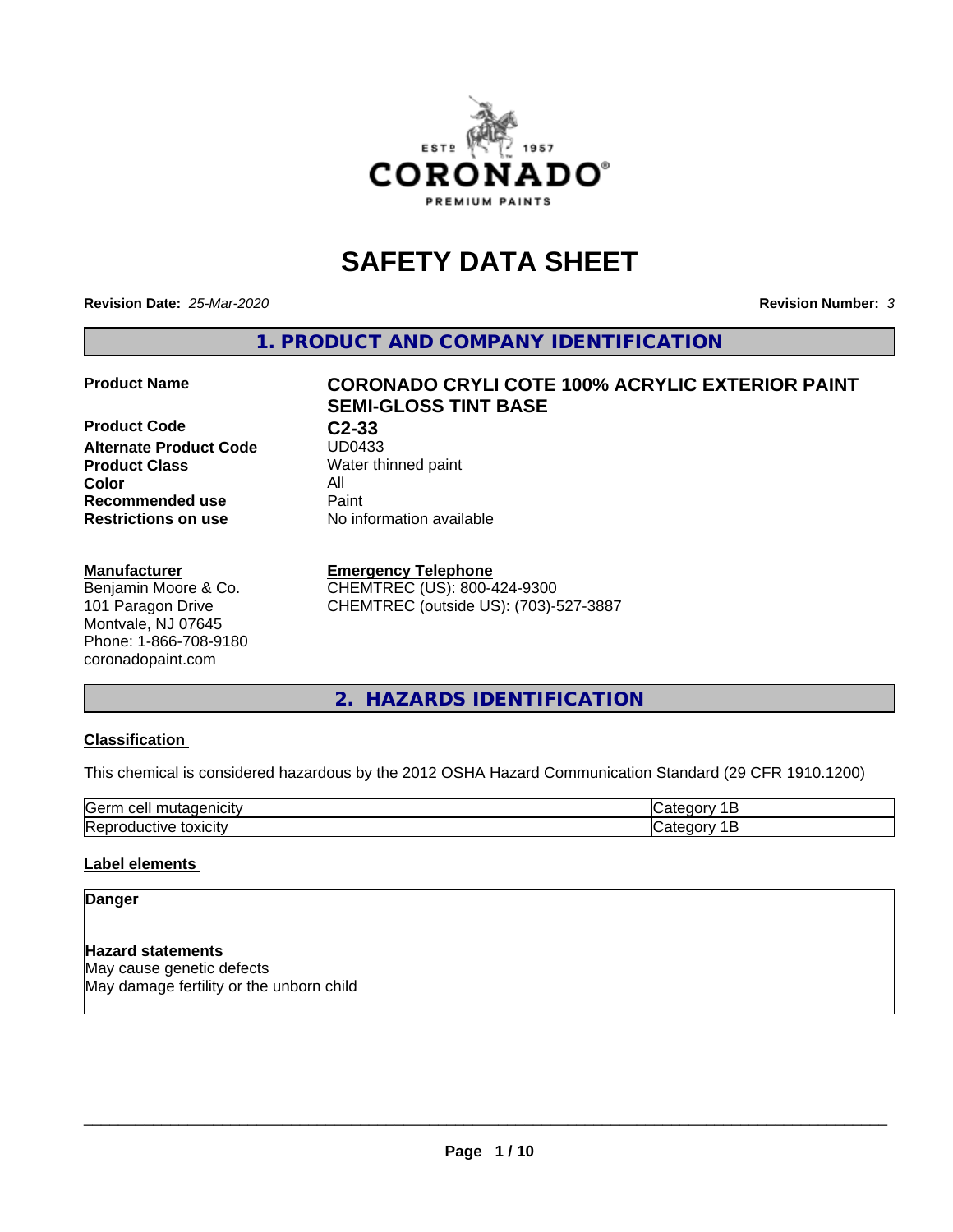# SAFETY DATA SHEET

**Revision Date:** *25-Mar-2020* **Revision Number:** *3*

## 1. PRODUCT AND COMPANY IDENTIFICATION

| | |
|---|---|
| **Product Name** | **CORONADO CRYLI COTE 100% ACRYLIC EXTERIOR PAINT SEMI-GLOSS TINT BASE** |
| **Product Code** | **C2-33** |
| **Alternate Product Code** | UD0433 |
| **Product Class** | Water thinned paint |
| **Color** | All |
| **Recommended use** | Paint |
| **Restrictions on use** | No information available |

**Manufacturer**
Benjamin Moore & Co.
101 Paragon Drive
Montvale, NJ 07645
Phone: 1-866-708-9180
coronadopaint.com

**Emergency Telephone**
CHEMTREC (US): 800-424-9300
CHEMTREC (outside US): (703)-527-3887

## 2. HAZARDS IDENTIFICATION

**Classification**

This chemical is considered hazardous by the 2012 OSHA Hazard Communication Standard (29 CFR 1910.1200)

| | |
|---|---|
| Germ cell mutagenicity | Category 1B |
| Reproductive toxicity | Category 1B |

**Label elements**

**Danger**

**Hazard statements**
May cause genetic defects
May damage fertility or the unborn child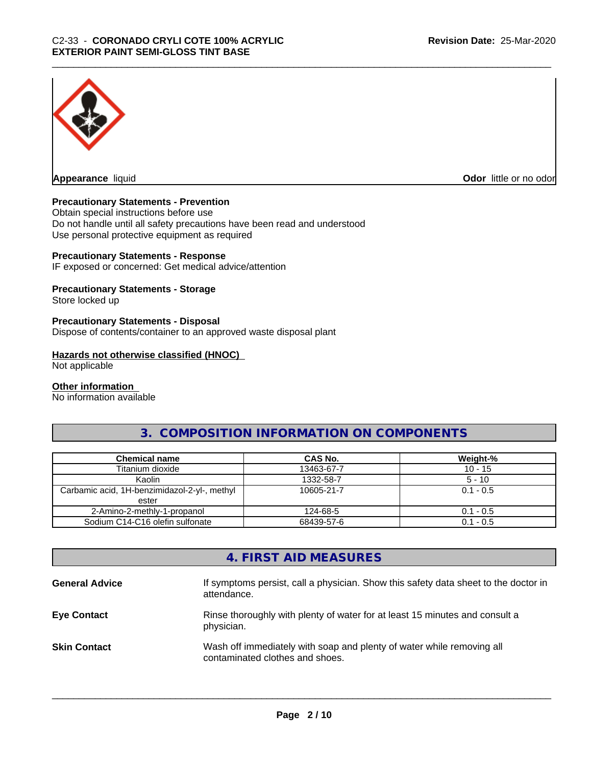**Appearance** liquid

**Odor** little or no odor

**Precautionary Statements - Prevention**

Obtain special instructions before use
Do not handle until all safety precautions have been read and understood
Use personal protective equipment as required

**Precautionary Statements - Response**

IF exposed or concerned: Get medical advice/attention

**Precautionary Statements - Storage**

Store locked up

**Precautionary Statements - Disposal**

Dispose of contents/container to an approved waste disposal plant

**Hazards not otherwise classified (HNOC)**

Not applicable

**Other information**

No information available

## 3. COMPOSITION INFORMATION ON COMPONENTS

| Chemical name | CAS No. | Weight-% |
|---|---|---|
| Titanium dioxide | 13463-67-7 | 10 - 15 |
| Kaolin | 1332-58-7 | 5 - 10 |
| Carbamic acid, 1H-benzimidazol-2-yl-, methyl ester | 10605-21-7 | 0.1 - 0.5 |
| 2-Amino-2-methly-1-propanol | 124-68-5 | 0.1 - 0.5 |
| Sodium C14-C16 olefin sulfonate | 68439-57-6 | 0.1 - 0.5 |

## 4. FIRST AID MEASURES

**General Advice** If symptoms persist, call a physician. Show this safety data sheet to the doctor in attendance.

**Eye Contact** Rinse thoroughly with plenty of water for at least 15 minutes and consult a physician.

**Skin Contact** Wash off immediately with soap and plenty of water while removing all contaminated clothes and shoes.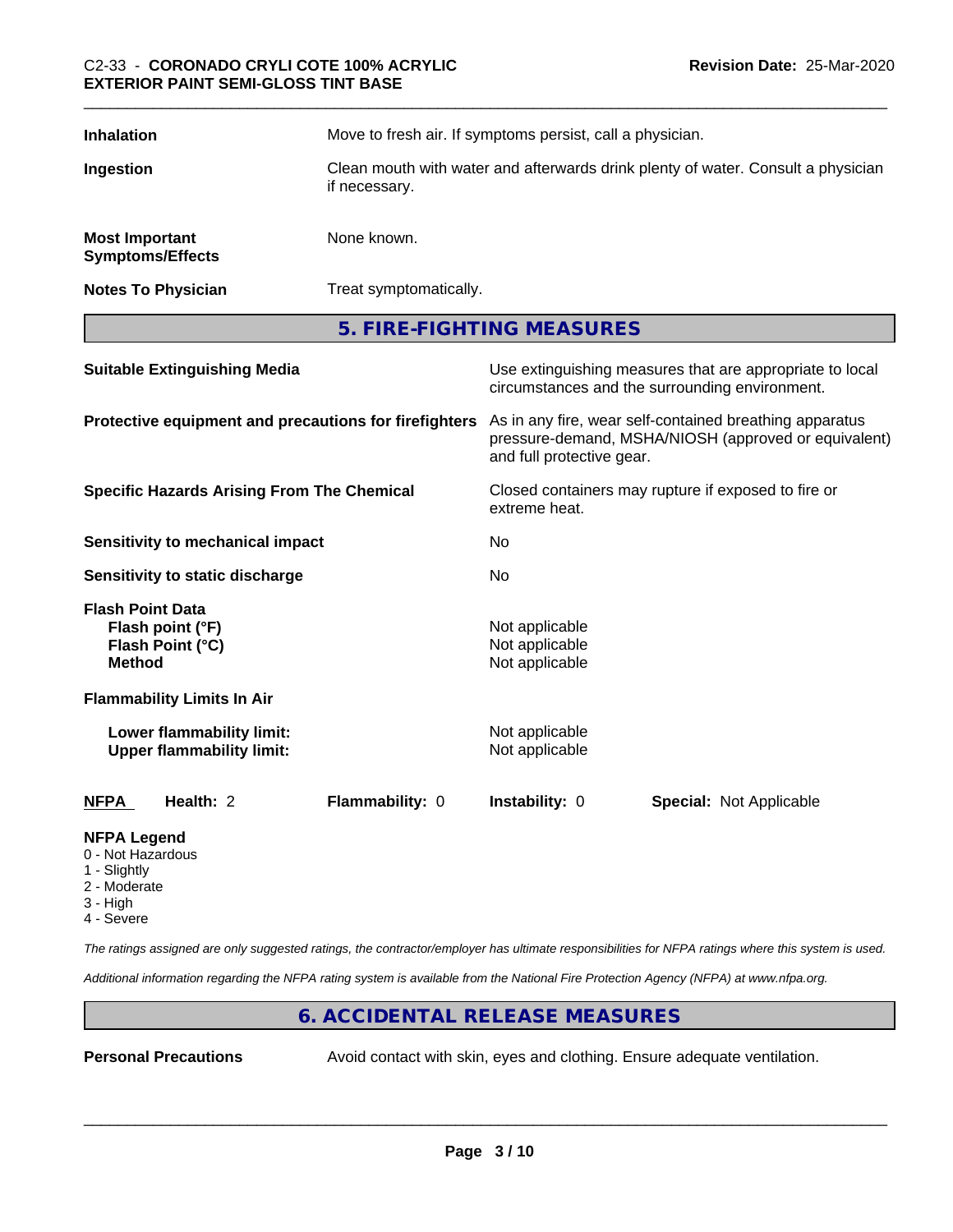| | |
|---|---|
| **Inhalation** | Move to fresh air. If symptoms persist, call a physician. |
| **Ingestion** | Clean mouth with water and afterwards drink plenty of water. Consult a physician if necessary. |
| **Most Important Symptoms/Effects** | None known. |
| **Notes To Physician** | Treat symptomatically. |

## 5. FIRE-FIGHTING MEASURES

| | |
|---|---|
| **Suitable Extinguishing Media** | Use extinguishing measures that are appropriate to local circumstances and the surrounding environment. |
| **Protective equipment and precautions for firefighters** | As in any fire, wear self-contained breathing apparatus pressure-demand, MSHA/NIOSH (approved or equivalent) and full protective gear. |
| **Specific Hazards Arising From The Chemical** | Closed containers may rupture if exposed to fire or extreme heat. |
| **Sensitivity to mechanical impact** | No |
| **Sensitivity to static discharge** | No |
| **Flash Point Data** | |
| **Flash point (°F)** | Not applicable |
| **Flash Point (°C)** | Not applicable |
| **Method** | Not applicable |
| **Flammability Limits In Air** | |
| **Lower flammability limit:** | Not applicable |
| **Upper flammability limit:** | Not applicable |

| NFPA | Health: 2 | Flammability: 0 | Instability: 0 | Special: Not Applicable |
|---|---|---|---|---|

**NFPA Legend**
- 0 - Not Hazardous
- 1 - Slightly
- 2 - Moderate
- 3 - High
- 4 - Severe

*The ratings assigned are only suggested ratings, the contractor/employer has ultimate responsibilities for NFPA ratings where this system is used.*

*Additional information regarding the NFPA rating system is available from the National Fire Protection Agency (NFPA) at www.nfpa.org.*

## 6. ACCIDENTAL RELEASE MEASURES

| | |
|---|---|
| **Personal Precautions** | Avoid contact with skin, eyes and clothing. Ensure adequate ventilation. |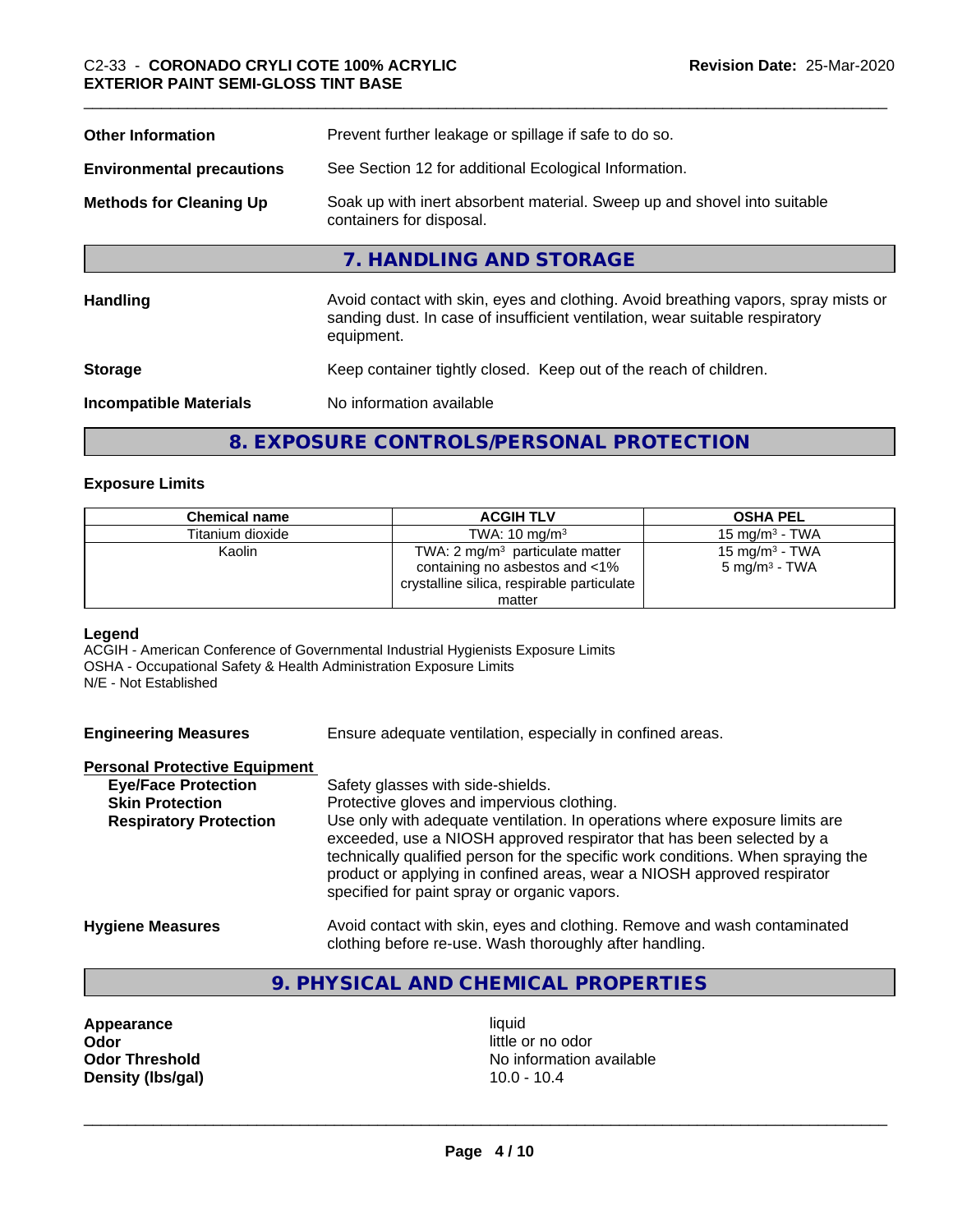| | |
|---|---|
| **Other Information** | Prevent further leakage or spillage if safe to do so. |
| **Environmental precautions** | See Section 12 for additional Ecological Information. |
| **Methods for Cleaning Up** | Soak up with inert absorbent material. Sweep up and shovel into suitable containers for disposal. |

## 7. HANDLING AND STORAGE

| | |
|---|---|
| **Handling** | Avoid contact with skin, eyes and clothing. Avoid breathing vapors, spray mists or sanding dust. In case of insufficient ventilation, wear suitable respiratory equipment. |
| **Storage** | Keep container tightly closed. Keep out of the reach of children. |
| **Incompatible Materials** | No information available |

## 8. EXPOSURE CONTROLS/PERSONAL PROTECTION

### Exposure Limits

| Chemical name | ACGIH TLV | OSHA PEL |
|---|---|---|
| Titanium dioxide | TWA: 10 mg/m³ | 15 mg/m³ - TWA |
| Kaolin | TWA: 2 mg/m³ particulate matter containing no asbestos and <1% crystalline silica, respirable particulate matter | 15 mg/m³ - TWA<br>5 mg/m³ - TWA |

**Legend**
ACGIH - American Conference of Governmental Industrial Hygienists Exposure Limits
OSHA - Occupational Safety & Health Administration Exposure Limits
N/E - Not Established

**Engineering Measures** Ensure adequate ventilation, especially in confined areas.

**Personal Protective Equipment**

| | |
|---|---|
| **Eye/Face Protection** | Safety glasses with side-shields. |
| **Skin Protection** | Protective gloves and impervious clothing. |
| **Respiratory Protection** | Use only with adequate ventilation. In operations where exposure limits are exceeded, use a NIOSH approved respirator that has been selected by a technically qualified person for the specific work conditions. When spraying the product or applying in confined areas, wear a NIOSH approved respirator specified for paint spray or organic vapors. |

**Hygiene Measures** Avoid contact with skin, eyes and clothing. Remove and wash contaminated clothing before re-use. Wash thoroughly after handling.

## 9. PHYSICAL AND CHEMICAL PROPERTIES

| | |
|---|---|
| **Appearance** | liquid |
| **Odor** | little or no odor |
| **Odor Threshold** | No information available |
| **Density (lbs/gal)** | 10.0 - 10.4 |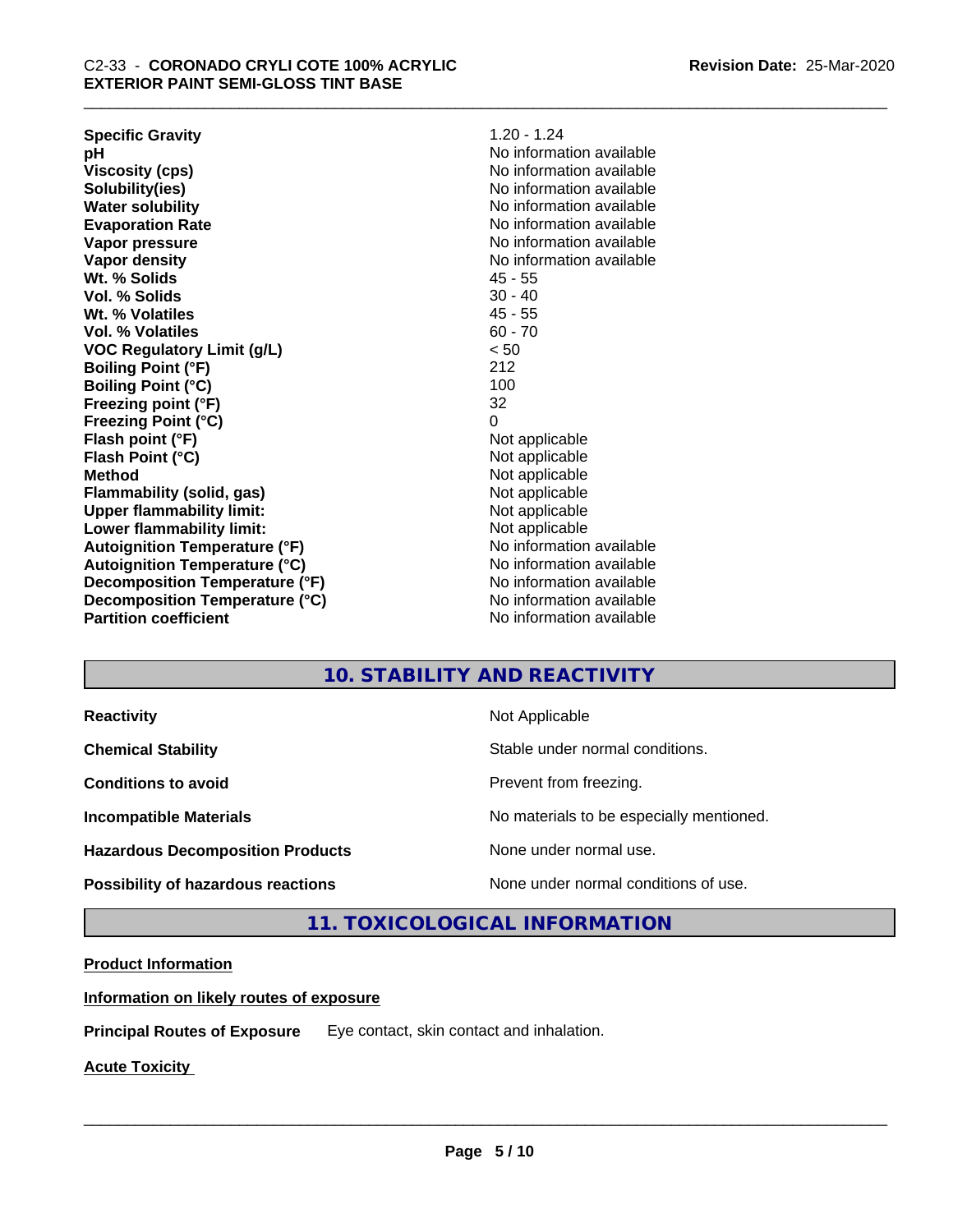| | |
|---|---|
| **Specific Gravity** | 1.20 - 1.24 |
| **pH** | No information available |
| **Viscosity (cps)** | No information available |
| **Solubility(ies)** | No information available |
| **Water solubility** | No information available |
| **Evaporation Rate** | No information available |
| **Vapor pressure** | No information available |
| **Vapor density** | No information available |
| **Wt. % Solids** | 45 - 55 |
| **Vol. % Solids** | 30 - 40 |
| **Wt. % Volatiles** | 45 - 55 |
| **Vol. % Volatiles** | 60 - 70 |
| **VOC Regulatory Limit (g/L)** | < 50 |
| **Boiling Point (°F)** | 212 |
| **Boiling Point (°C)** | 100 |
| **Freezing point (°F)** | 32 |
| **Freezing Point (°C)** | 0 |
| **Flash point (°F)** | Not applicable |
| **Flash Point (°C)** | Not applicable |
| **Method** | Not applicable |
| **Flammability (solid, gas)** | Not applicable |
| **Upper flammability limit:** | Not applicable |
| **Lower flammability limit:** | Not applicable |
| **Autoignition Temperature (°F)** | No information available |
| **Autoignition Temperature (°C)** | No information available |
| **Decomposition Temperature (°F)** | No information available |
| **Decomposition Temperature (°C)** | No information available |
| **Partition coefficient** | No information available |

## 10. STABILITY AND REACTIVITY

| | |
|---|---|
| **Reactivity** | Not Applicable |
| **Chemical Stability** | Stable under normal conditions. |
| **Conditions to avoid** | Prevent from freezing. |
| **Incompatible Materials** | No materials to be especially mentioned. |
| **Hazardous Decomposition Products** | None under normal use. |
| **Possibility of hazardous reactions** | None under normal conditions of use. |

## 11. TOXICOLOGICAL INFORMATION

**Product Information**

**Information on likely routes of exposure**

**Principal Routes of Exposure** Eye contact, skin contact and inhalation.

**Acute Toxicity**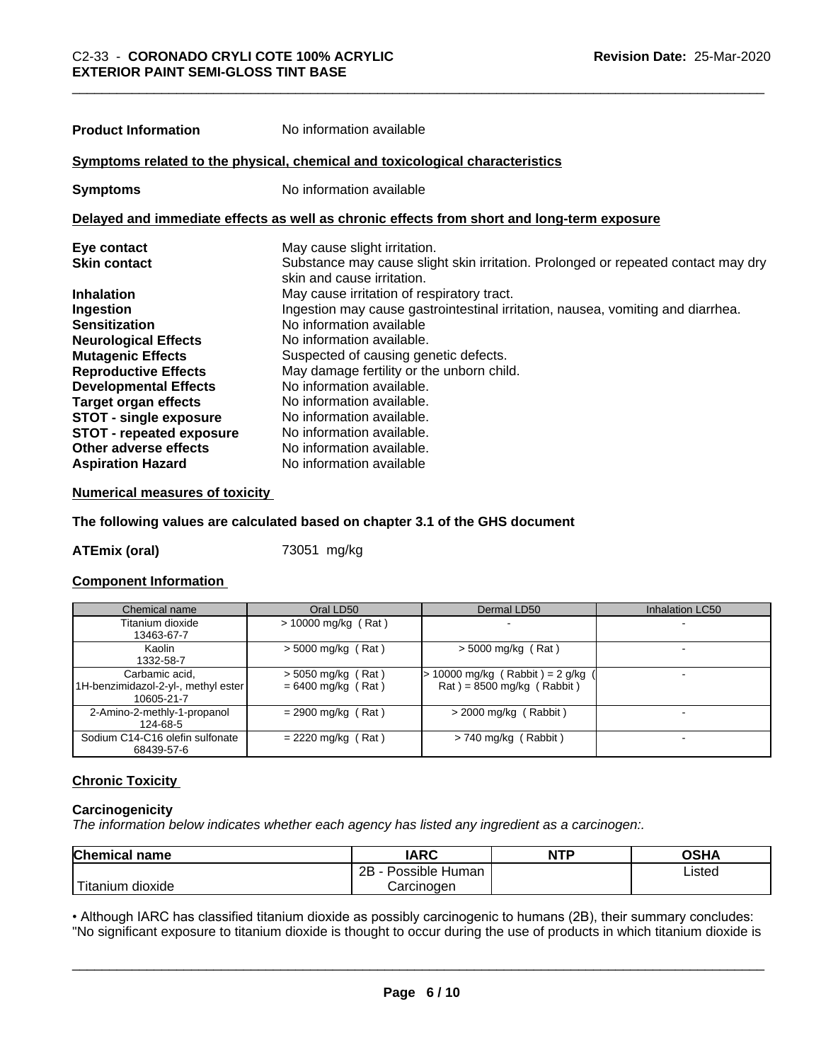**Product Information** No information available

## Symptoms related to the physical, chemical and toxicological characteristics

**Symptoms** No information available

## Delayed and immediate effects as well as chronic effects from short and long-term exposure

| | |
|---|---|
| **Eye contact** | May cause slight irritation. |
| **Skin contact** | Substance may cause slight skin irritation. Prolonged or repeated contact may dry skin and cause irritation. |
| **Inhalation** | May cause irritation of respiratory tract. |
| **Ingestion** | Ingestion may cause gastrointestinal irritation, nausea, vomiting and diarrhea. |
| **Sensitization** | No information available |
| **Neurological Effects** | No information available. |
| **Mutagenic Effects** | Suspected of causing genetic defects. |
| **Reproductive Effects** | May damage fertility or the unborn child. |
| **Developmental Effects** | No information available. |
| **Target organ effects** | No information available. |
| **STOT - single exposure** | No information available. |
| **STOT - repeated exposure** | No information available. |
| **Other adverse effects** | No information available. |
| **Aspiration Hazard** | No information available |

## Numerical measures of toxicity

**The following values are calculated based on chapter 3.1 of the GHS document**

**ATEmix (oral)** 73051 mg/kg

## Component Information

| Chemical name | Oral LD50 | Dermal LD50 | Inhalation LC50 |
|---|---|---|---|
| Titanium dioxide 13463-67-7 | > 10000 mg/kg ( Rat ) | - | - |
| Kaolin 1332-58-7 | > 5000 mg/kg ( Rat ) | > 5000 mg/kg ( Rat ) | - |
| Carbamic acid, 1H-benzimidazol-2-yl-, methyl ester 10605-21-7 | > 5050 mg/kg ( Rat ) = 6400 mg/kg ( Rat ) | > 10000 mg/kg ( Rabbit ) = 2 g/kg ( Rat ) = 8500 mg/kg ( Rabbit ) | - |
| 2-Amino-2-methly-1-propanol 124-68-5 | = 2900 mg/kg ( Rat ) | > 2000 mg/kg ( Rabbit ) | - |
| Sodium C14-C16 olefin sulfonate 68439-57-6 | = 2220 mg/kg ( Rat ) | > 740 mg/kg ( Rabbit ) | - |

## Chronic Toxicity

### Carcinogenicity

*The information below indicates whether each agency has listed any ingredient as a carcinogen:.*

| Chemical name | IARC | NTP | OSHA |
|---|---|---|---|
| Titanium dioxide | 2B - Possible Human Carcinogen | | Listed |

• Although IARC has classified titanium dioxide as possibly carcinogenic to humans (2B), their summary concludes: "No significant exposure to titanium dioxide is thought to occur during the use of products in which titanium dioxide is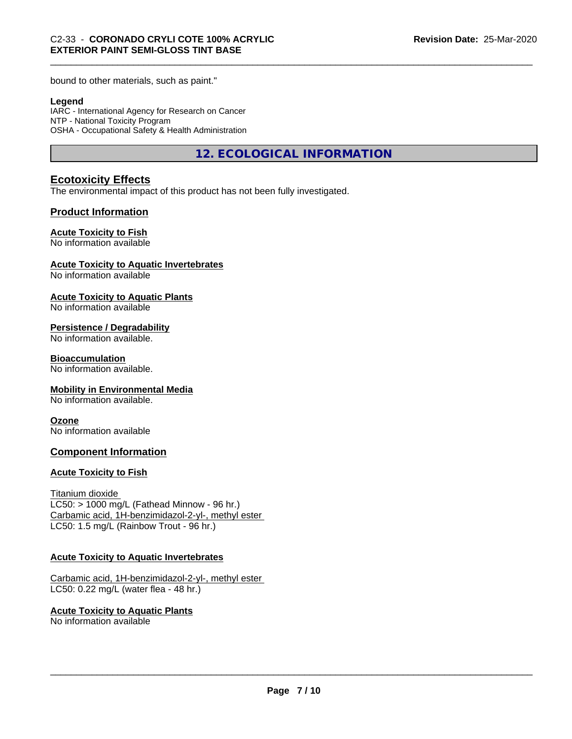bound to other materials, such as paint."

**Legend**
IARC - International Agency for Research on Cancer
NTP - National Toxicity Program
OSHA - Occupational Safety & Health Administration

## 12. ECOLOGICAL INFORMATION

### Ecotoxicity Effects

The environmental impact of this product has not been fully investigated.

### Product Information

**Acute Toxicity to Fish**
No information available

**Acute Toxicity to Aquatic Invertebrates**
No information available

**Acute Toxicity to Aquatic Plants**
No information available

**Persistence / Degradability**
No information available.

**Bioaccumulation**
No information available.

**Mobility in Environmental Media**
No information available.

**Ozone**
No information available

### Component Information

**Acute Toxicity to Fish**

Titanium dioxide
LC50: > 1000 mg/L (Fathead Minnow - 96 hr.)
Carbamic acid, 1H-benzimidazol-2-yl-, methyl ester
LC50: 1.5 mg/L (Rainbow Trout - 96 hr.)

**Acute Toxicity to Aquatic Invertebrates**

Carbamic acid, 1H-benzimidazol-2-yl-, methyl ester
LC50: 0.22 mg/L (water flea - 48 hr.)

**Acute Toxicity to Aquatic Plants**
No information available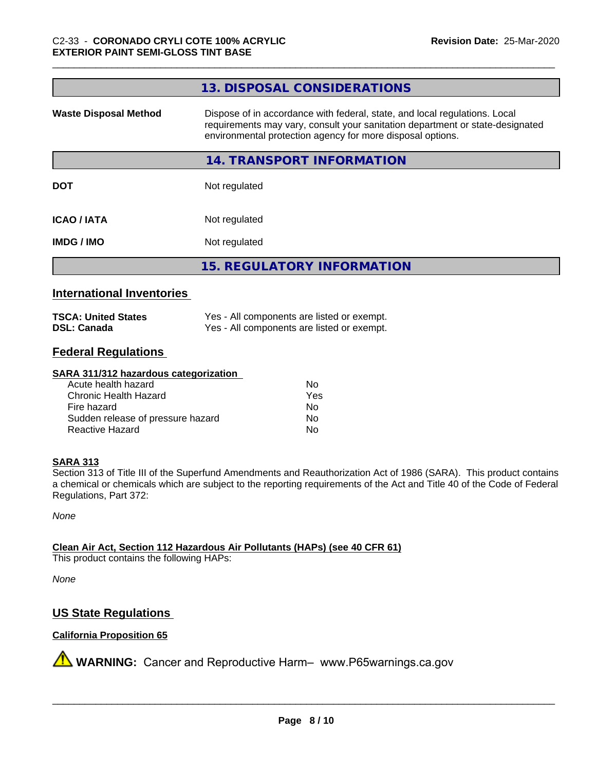## 13. DISPOSAL CONSIDERATIONS

| | |
|---|---|
| **Waste Disposal Method** | Dispose of in accordance with federal, state, and local regulations. Local requirements may vary, consult your sanitation department or state-designated environmental protection agency for more disposal options. |

## 14. TRANSPORT INFORMATION

| | |
|---|---|
| **DOT** | Not regulated |
| **ICAO / IATA** | Not regulated |
| **IMDG / IMO** | Not regulated |

## 15. REGULATORY INFORMATION

### International Inventories

| | |
|---|---|
| **TSCA: United States** | Yes - All components are listed or exempt. |
| **DSL: Canada** | Yes - All components are listed or exempt. |

### Federal Regulations

**SARA 311/312 hazardous categorization**

| | |
|---|---|
| Acute health hazard | No |
| Chronic Health Hazard | Yes |
| Fire hazard | No |
| Sudden release of pressure hazard | No |
| Reactive Hazard | No |

**SARA 313**

Section 313 of Title III of the Superfund Amendments and Reauthorization Act of 1986 (SARA). This product contains a chemical or chemicals which are subject to the reporting requirements of the Act and Title 40 of the Code of Federal Regulations, Part 372:

*None*

**Clean Air Act, Section 112 Hazardous Air Pollutants (HAPs) (see 40 CFR 61)**

This product contains the following HAPs:

*None*

### US State Regulations

**California Proposition 65**

⚠ **WARNING:** Cancer and Reproductive Harm– www.P65warnings.ca.gov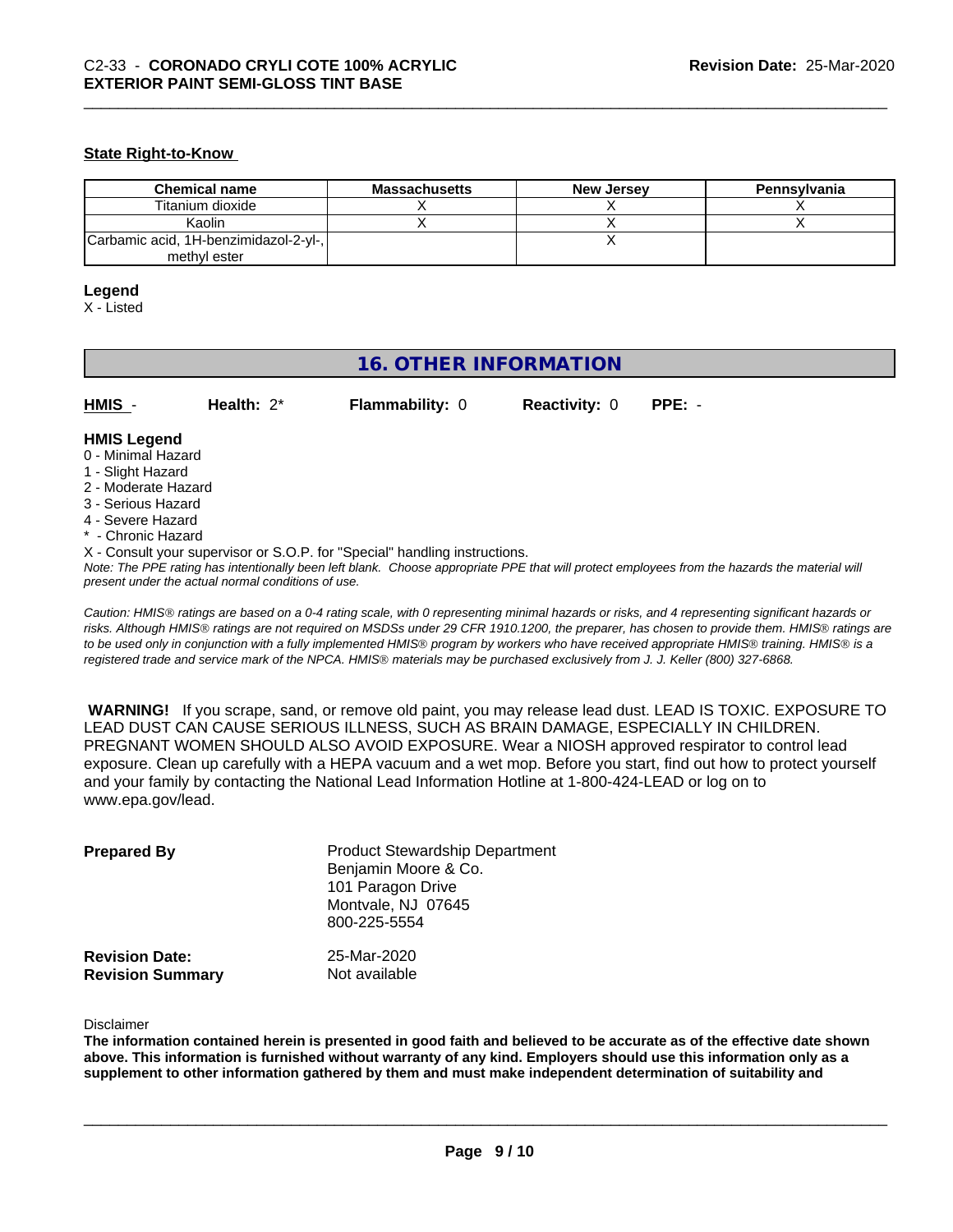### State Right-to-Know

| Chemical name | Massachusetts | New Jersey | Pennsylvania |
|---|---|---|---|
| Titanium dioxide | X | X | X |
| Kaolin | X | X | X |
| Carbamic acid, 1H-benzimidazol-2-yl-, methyl ester | | X | |

**Legend**

X - Listed

## 16. OTHER INFORMATION

**HMIS** - **Health:** 2* **Flammability:** 0 **Reactivity:** 0 **PPE:** -

**HMIS Legend**

0 - Minimal Hazard
1 - Slight Hazard
2 - Moderate Hazard
3 - Serious Hazard
4 - Severe Hazard
* - Chronic Hazard
X - Consult your supervisor or S.O.P. for "Special" handling instructions.

*Note: The PPE rating has intentionally been left blank. Choose appropriate PPE that will protect employees from the hazards the material will present under the actual normal conditions of use.*

*Caution: HMIS® ratings are based on a 0-4 rating scale, with 0 representing minimal hazards or risks, and 4 representing significant hazards or risks. Although HMIS® ratings are not required on MSDSs under 29 CFR 1910.1200, the preparer, has chosen to provide them. HMIS® ratings are to be used only in conjunction with a fully implemented HMIS® program by workers who have received appropriate HMIS® training. HMIS® is a registered trade and service mark of the NPCA. HMIS® materials may be purchased exclusively from J. J. Keller (800) 327-6868.*

**WARNING!** If you scrape, sand, or remove old paint, you may release lead dust. LEAD IS TOXIC. EXPOSURE TO LEAD DUST CAN CAUSE SERIOUS ILLNESS, SUCH AS BRAIN DAMAGE, ESPECIALLY IN CHILDREN. PREGNANT WOMEN SHOULD ALSO AVOID EXPOSURE. Wear a NIOSH approved respirator to control lead exposure. Clean up carefully with a HEPA vacuum and a wet mop. Before you start, find out how to protect yourself and your family by contacting the National Lead Information Hotline at 1-800-424-LEAD or log on to www.epa.gov/lead.

**Prepared By**
Product Stewardship Department
Benjamin Moore & Co.
101 Paragon Drive
Montvale, NJ 07645
800-225-5554

**Revision Date:** 25-Mar-2020
**Revision Summary** Not available

Disclaimer

**The information contained herein is presented in good faith and believed to be accurate as of the effective date shown above. This information is furnished without warranty of any kind. Employers should use this information only as a supplement to other information gathered by them and must make independent determination of suitability and**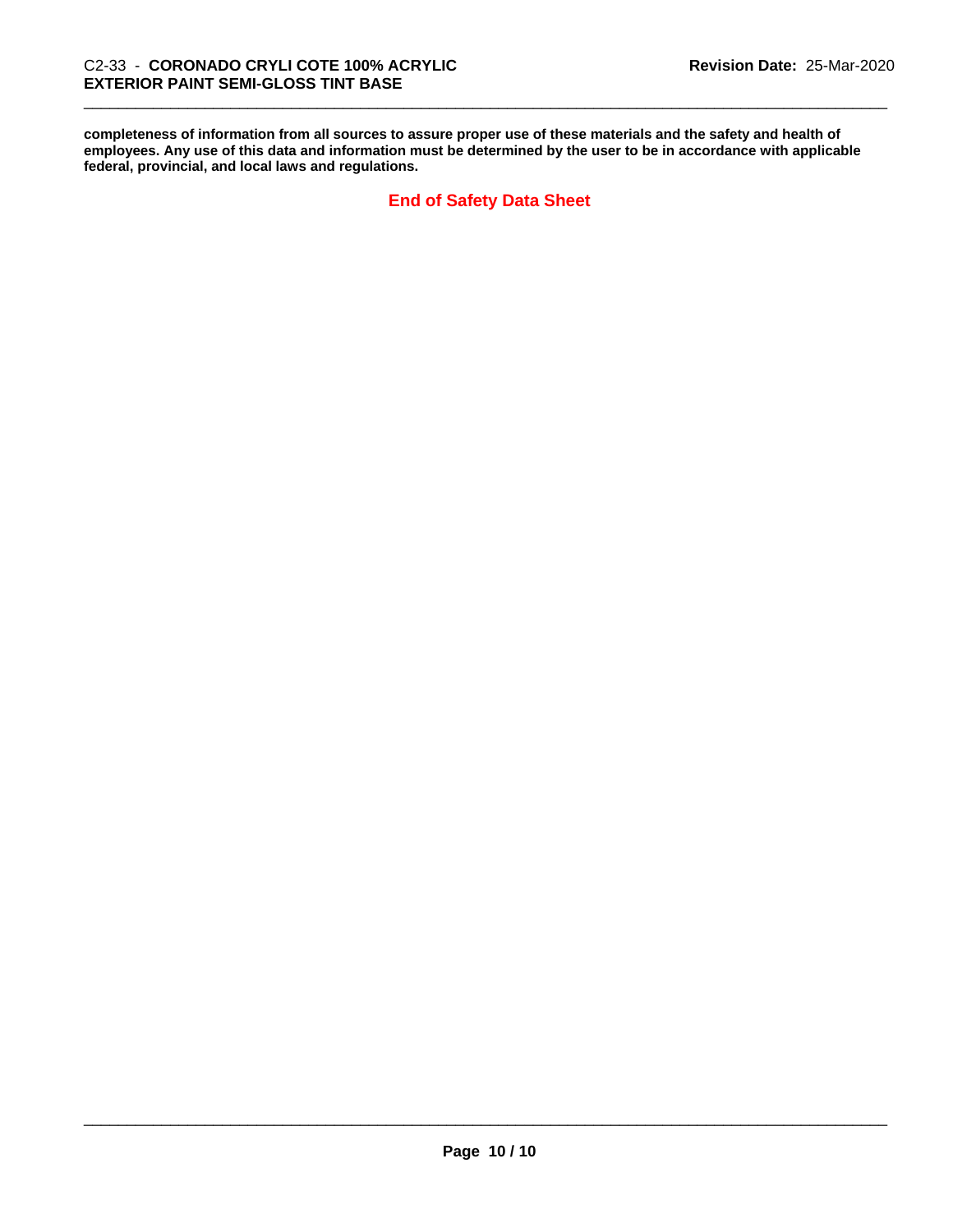**completeness of information from all sources to assure proper use of these materials and the safety and health of employees. Any use of this data and information must be determined by the user to be in accordance with applicable federal, provincial, and local laws and regulations.**

**End of Safety Data Sheet**